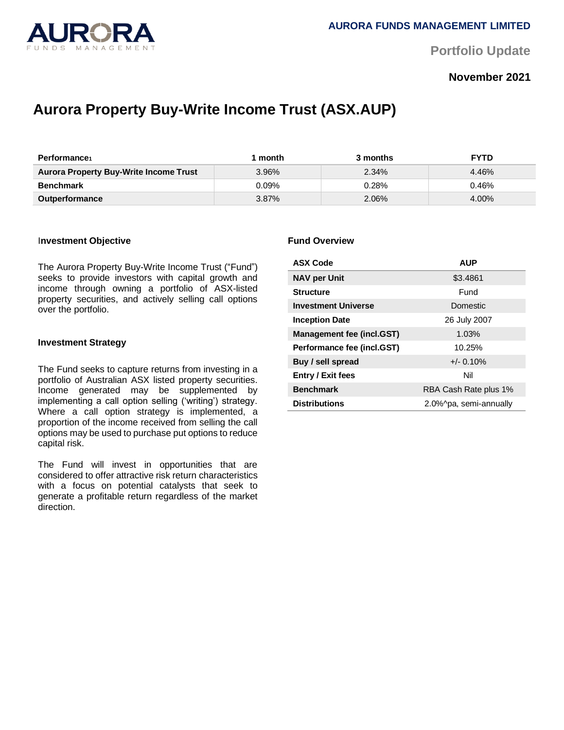**AURORA FUNDS MANAGEMENT LIMITED**

**Portfolio Update**

**November 2021**

# Aurora Property Buy-Write Income Trust (ASX.AUP)

| Performance[1] | 1 month | 3 months | FYTD |
|---|---|---|---|
| **Aurora Property Buy-Write Income Trust** | 3.96% | 2.34% | 4.46% |
| **Benchmark** | 0.09% | 0.28% | 0.46% |
| **Outperformance** | 3.87% | 2.06% | 4.00% |

### Investment Objective

The Aurora Property Buy-Write Income Trust ("Fund") seeks to provide investors with capital growth and income through owning a portfolio of ASX-listed property securities, and actively selling call options over the portfolio.

### Investment Strategy

The Fund seeks to capture returns from investing in a portfolio of Australian ASX listed property securities. Income generated may be supplemented by implementing a call option selling ('writing') strategy. Where a call option strategy is implemented, a proportion of the income received from selling the call options may be used to purchase put options to reduce capital risk.

The Fund will invest in opportunities that are considered to offer attractive risk return characteristics with a focus on potential catalysts that seek to generate a profitable return regardless of the market direction.

### Fund Overview

| ASX Code | AUP |
|---|---|
| **NAV per Unit** | $3.4861 |
| **Structure** | Fund |
| **Investment Universe** | Domestic |
| **Inception Date** | 26 July 2007 |
| **Management fee (incl.GST)** | 1.03% |
| **Performance fee (incl.GST)** | 10.25% |
| **Buy / sell spread** | +/- 0.10% |
| **Entry / Exit fees** | Nil |
| **Benchmark** | RBA Cash Rate plus 1% |
| **Distributions** | 2.0%^pa, semi-annually |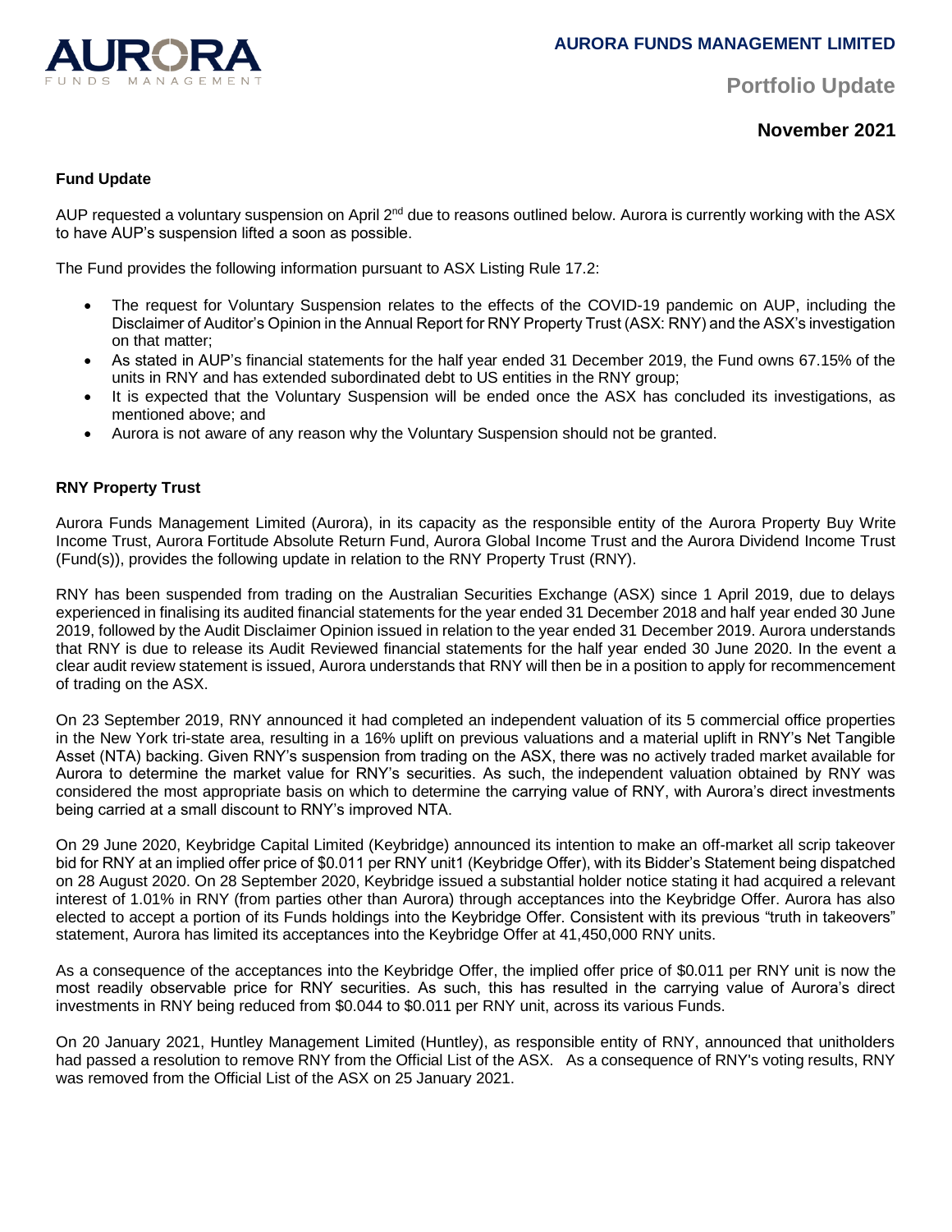## Fund Update

AUP requested a voluntary suspension on April 2[nd] due to reasons outlined below. Aurora is currently working with the ASX to have AUP's suspension lifted a soon as possible.

The Fund provides the following information pursuant to ASX Listing Rule 17.2:

- The request for Voluntary Suspension relates to the effects of the COVID-19 pandemic on AUP, including the Disclaimer of Auditor's Opinion in the Annual Report for RNY Property Trust (ASX: RNY) and the ASX's investigation on that matter;
- As stated in AUP's financial statements for the half year ended 31 December 2019, the Fund owns 67.15% of the units in RNY and has extended subordinated debt to US entities in the RNY group;
- It is expected that the Voluntary Suspension will be ended once the ASX has concluded its investigations, as mentioned above; and
- Aurora is not aware of any reason why the Voluntary Suspension should not be granted.

## RNY Property Trust

Aurora Funds Management Limited (Aurora), in its capacity as the responsible entity of the Aurora Property Buy Write Income Trust, Aurora Fortitude Absolute Return Fund, Aurora Global Income Trust and the Aurora Dividend Income Trust (Fund(s)), provides the following update in relation to the RNY Property Trust (RNY).

RNY has been suspended from trading on the Australian Securities Exchange (ASX) since 1 April 2019, due to delays experienced in finalising its audited financial statements for the year ended 31 December 2018 and half year ended 30 June 2019, followed by the Audit Disclaimer Opinion issued in relation to the year ended 31 December 2019. Aurora understands that RNY is due to release its Audit Reviewed financial statements for the half year ended 30 June 2020. In the event a clear audit review statement is issued, Aurora understands that RNY will then be in a position to apply for recommencement of trading on the ASX.

On 23 September 2019, RNY announced it had completed an independent valuation of its 5 commercial office properties in the New York tri-state area, resulting in a 16% uplift on previous valuations and a material uplift in RNY's Net Tangible Asset (NTA) backing. Given RNY's suspension from trading on the ASX, there was no actively traded market available for Aurora to determine the market value for RNY's securities. As such, the independent valuation obtained by RNY was considered the most appropriate basis on which to determine the carrying value of RNY, with Aurora's direct investments being carried at a small discount to RNY's improved NTA.

On 29 June 2020, Keybridge Capital Limited (Keybridge) announced its intention to make an off-market all scrip takeover bid for RNY at an implied offer price of $0.011 per RNY unit1 (Keybridge Offer), with its Bidder's Statement being dispatched on 28 August 2020. On 28 September 2020, Keybridge issued a substantial holder notice stating it had acquired a relevant interest of 1.01% in RNY (from parties other than Aurora) through acceptances into the Keybridge Offer. Aurora has also elected to accept a portion of its Funds holdings into the Keybridge Offer. Consistent with its previous "truth in takeovers" statement, Aurora has limited its acceptances into the Keybridge Offer at 41,450,000 RNY units.

As a consequence of the acceptances into the Keybridge Offer, the implied offer price of $0.011 per RNY unit is now the most readily observable price for RNY securities. As such, this has resulted in the carrying value of Aurora's direct investments in RNY being reduced from $0.044 to $0.011 per RNY unit, across its various Funds.

On 20 January 2021, Huntley Management Limited (Huntley), as responsible entity of RNY, announced that unitholders had passed a resolution to remove RNY from the Official List of the ASX. As a consequence of RNY's voting results, RNY was removed from the Official List of the ASX on 25 January 2021.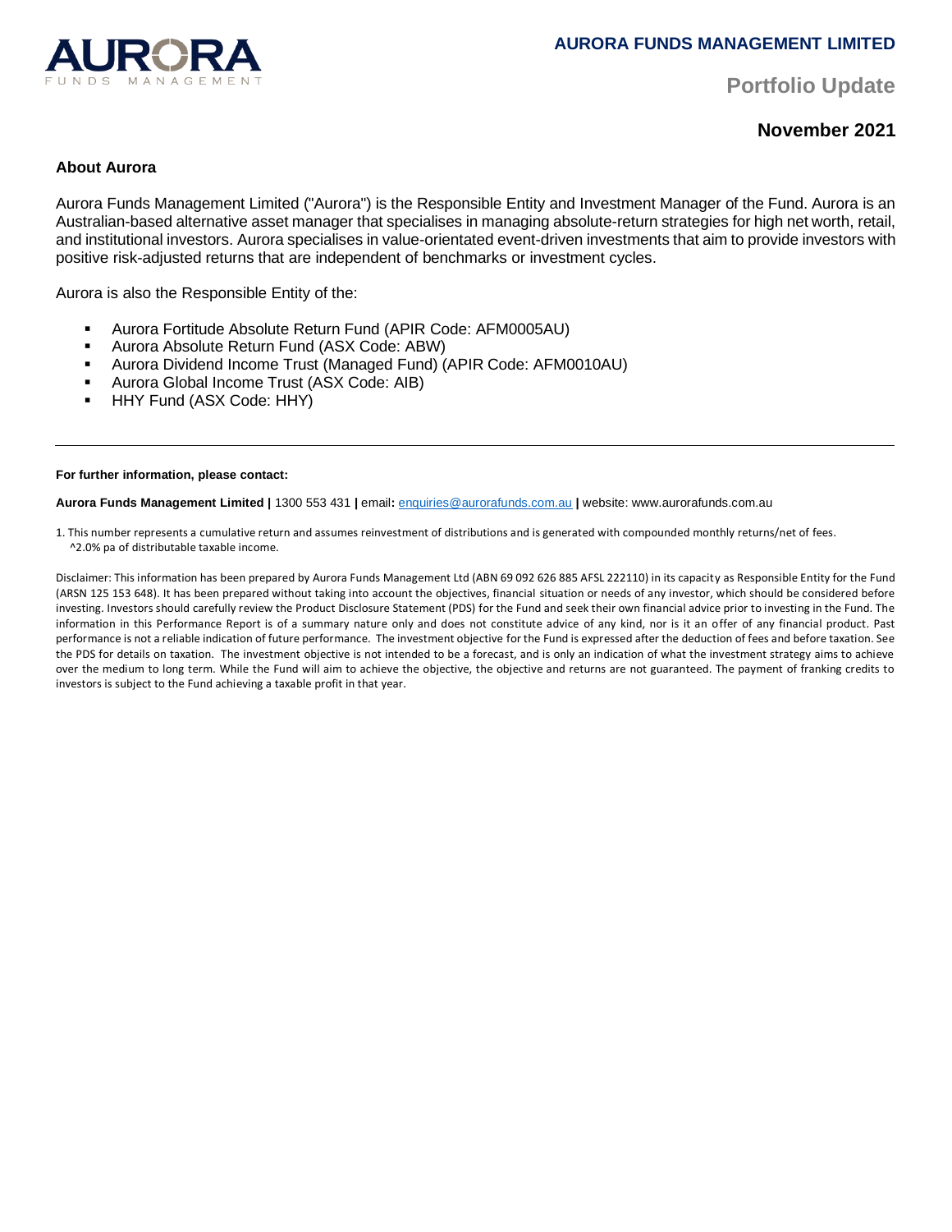**AURORA FUNDS MANAGEMENT LIMITED**

**Portfolio Update**

**November 2021**

### About Aurora

Aurora Funds Management Limited ("Aurora") is the Responsible Entity and Investment Manager of the Fund. Aurora is an Australian-based alternative asset manager that specialises in managing absolute-return strategies for high net worth, retail, and institutional investors. Aurora specialises in value-orientated event-driven investments that aim to provide investors with positive risk-adjusted returns that are independent of benchmarks or investment cycles.

Aurora is also the Responsible Entity of the:

- Aurora Fortitude Absolute Return Fund (APIR Code: AFM0005AU)
- Aurora Absolute Return Fund (ASX Code: ABW)
- Aurora Dividend Income Trust (Managed Fund) (APIR Code: AFM0010AU)
- Aurora Global Income Trust (ASX Code: AIB)
- HHY Fund (ASX Code: HHY)

---

**For further information, please contact:**

**Aurora Funds Management Limited |** 1300 553 431 **|** email**:** enquiries@aurorafunds.com.au **|** website: www.aurorafunds.com.au

1. This number represents a cumulative return and assumes reinvestment of distributions and is generated with compounded monthly returns/net of fees.
^2.0% pa of distributable taxable income.

Disclaimer: This information has been prepared by Aurora Funds Management Ltd (ABN 69 092 626 885 AFSL 222110) in its capacity as Responsible Entity for the Fund (ARSN 125 153 648). It has been prepared without taking into account the objectives, financial situation or needs of any investor, which should be considered before investing. Investors should carefully review the Product Disclosure Statement (PDS) for the Fund and seek their own financial advice prior to investing in the Fund. The information in this Performance Report is of a summary nature only and does not constitute advice of any kind, nor is it an offer of any financial product. Past performance is not a reliable indication of future performance. The investment objective for the Fund is expressed after the deduction of fees and before taxation. See the PDS for details on taxation. The investment objective is not intended to be a forecast, and is only an indication of what the investment strategy aims to achieve over the medium to long term. While the Fund will aim to achieve the objective, the objective and returns are not guaranteed. The payment of franking credits to investors is subject to the Fund achieving a taxable profit in that year.